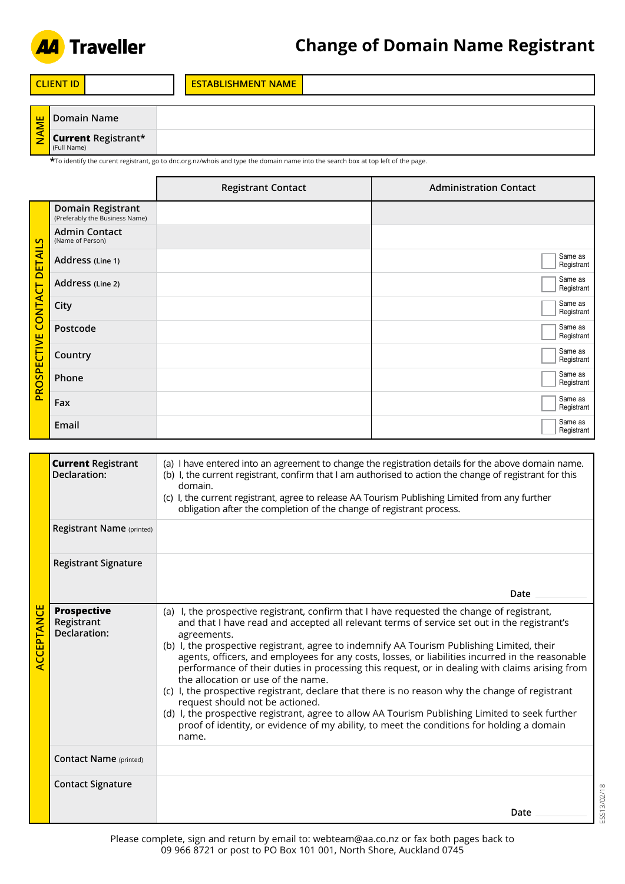# Change of Domain Name Registrant

| CLIENT ID | | ESTABLISHMENT NAME | |
|---|---|---|---|

## NAME

| | |
|---|---|
| Domain Name | |
| **Current** Registrant* (Full Name) | |

*To identify the curent registrant, go to dnc.org.nz/whois and type the domain name into the search box at top left of the page.

## PROSPECTIVE CONTACT DETAILS

| | Registrant Contact | Administration Contact |
|---|---|---|
| Domain Registrant (Preferably the Business Name) | | |
| Admin Contact (Name of Person) | | |
| Address (Line 1) | | ☐ Same as Registrant |
| Address (Line 2) | | ☐ Same as Registrant |
| City | | ☐ Same as Registrant |
| Postcode | | ☐ Same as Registrant |
| Country | | ☐ Same as Registrant |
| Phone | | ☐ Same as Registrant |
| Fax | | ☐ Same as Registrant |
| Email | | ☐ Same as Registrant |

## ACCEPTANCE

| | |
|---|---|
| **Current** Registrant Declaration: | (a) I have entered into an agreement to change the registration details for the above domain name.<br>(b) I, the current registrant, confirm that I am authorised to action the change of registrant for this domain.<br>(c) I, the current registrant, agree to release AA Tourism Publishing Limited from any further obligation after the completion of the change of registrant process. |
| Registrant Name (printed) | |
| Registrant Signature | Date |
| **Prospective** Registrant Declaration: | (a) I, the prospective registrant, confirm that I have requested the change of registrant, and that I have read and accepted all relevant terms of service set out in the registrant's agreements.<br>(b) I, the prospective registrant, agree to indemnify AA Tourism Publishing Limited, their agents, officers, and employees for any costs, losses, or liabilities incurred in the reasonable performance of their duties in processing this request, or in dealing with claims arising from the allocation or use of the name.<br>(c) I, the prospective registrant, declare that there is no reason why the change of registrant request should not be actioned.<br>(d) I, the prospective registrant, agree to allow AA Tourism Publishing Limited to seek further proof of identity, or evidence of my ability, to meet the conditions for holding a domain name. |
| Contact Name (printed) | |
| Contact Signature | Date |

ESS13/02/18

Please complete, sign and return by email to: webteam@aa.co.nz or fax both pages back to 09 966 8721 or post to PO Box 101 001, North Shore, Auckland 0745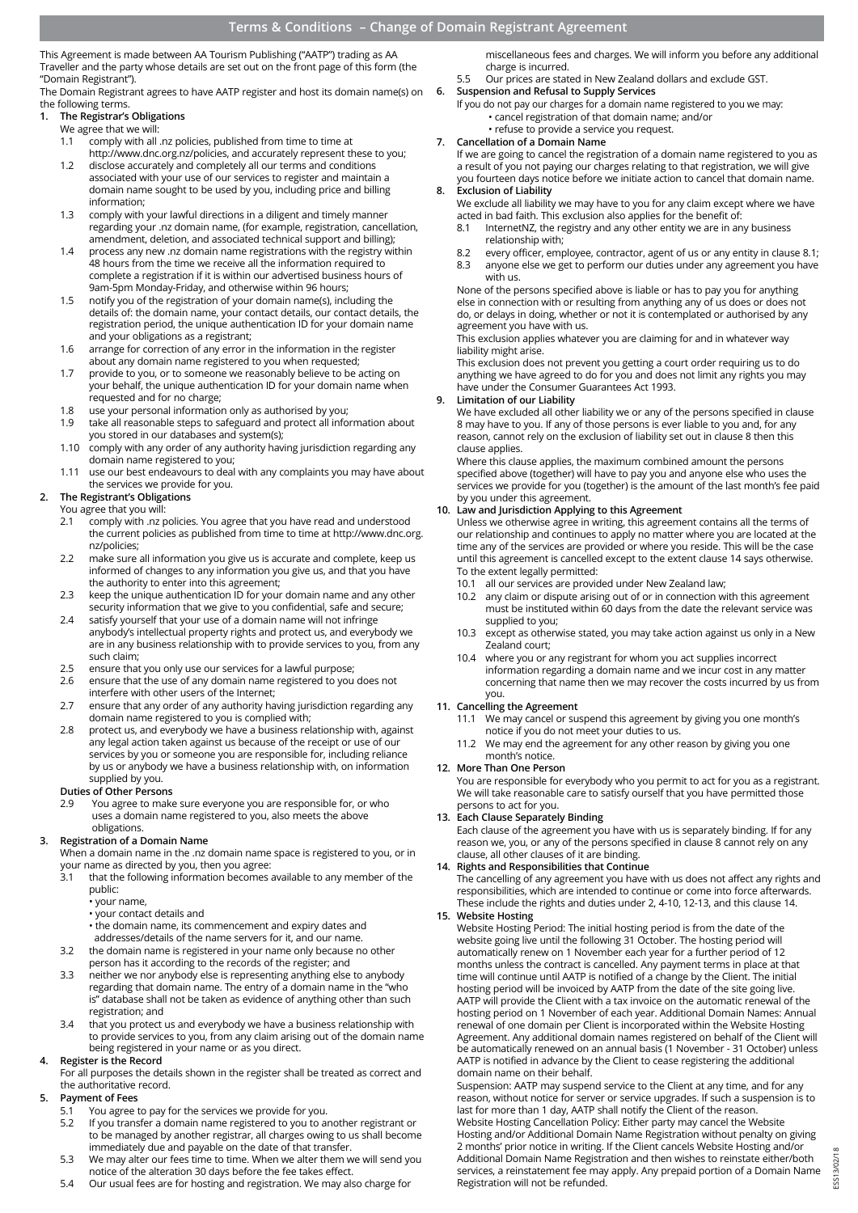# Terms & Conditions – Change of Domain Registrant Agreement

This Agreement is made between AA Tourism Publishing ("AATP") trading as AA Traveller and the party whose details are set out on the front page of this form (the "Domain Registrant").

The Domain Registrant agrees to have AATP register and host its domain name(s) on the following terms.

## 1. The Registrar's Obligations

We agree that we will:

1.1 comply with all .nz policies, published from time to time at http://www.dnc.org.nz/policies, and accurately represent these to you;

1.2 disclose accurately and completely all our terms and conditions associated with your use of our services to register and maintain a domain name sought to be used by you, including price and billing information;

1.3 comply with your lawful directions in a diligent and timely manner regarding your .nz domain name, (for example, registration, cancellation, amendment, deletion, and associated technical support and billing);

1.4 process any new .nz domain name registrations with the registry within 48 hours from the time we receive all the information required to complete a registration if it is within our advertised business hours of 9am-5pm Monday-Friday, and otherwise within 96 hours;

1.5 notify you of the registration of your domain name(s), including the details of: the domain name, your contact details, our contact details, the registration period, the unique authentication ID for your domain name and your obligations as a registrant;

1.6 arrange for correction of any error in the information in the register about any domain name registered to you when requested;

1.7 provide to you, or to someone we reasonably believe to be acting on your behalf, the unique authentication ID for your domain name when requested and for no charge;

1.8 use your personal information only as authorised by you;

1.9 take all reasonable steps to safeguard and protect all information about you stored in our databases and system(s);

1.10 comply with any order of any authority having jurisdiction regarding any domain name registered to you;

1.11 use our best endeavours to deal with any complaints you may have about the services we provide for you.

## 2. The Registrant's Obligations

You agree that you will:

2.1 comply with .nz policies. You agree that you have read and understood the current policies as published from time to time at http://www.dnc.org.nz/policies/;

2.2 make sure all information you give us is accurate and complete, keep us informed of changes to any information you give us, and that you have the authority to enter into this agreement;

2.3 keep the unique authentication ID for your domain name and any other security information that we give to you confidential, safe and secure;

2.4 satisfy yourself that your use of a domain name will not infringe anybody's intellectual property rights and protect us, and everybody we are in any business relationship with to provide services to you, from any such claim;

2.5 ensure that you only use our services for a lawful purpose;

2.6 ensure that the use of any domain name registered to you does not interfere with other users of the Internet;

2.7 ensure that any order of any authority having jurisdiction regarding any domain name registered to you is complied with;

2.8 protect us, and everybody we have a business relationship with, against any legal action taken against us because of the receipt or use of our services by you or someone you are responsible for, including reliance by us or anybody we have a business relationship with, on information supplied by you.

**Duties of Other Persons**

2.9 You agree to make sure everyone you are responsible for, or who uses a domain name registered to you, also meets the above obligations.

## 3. Registration of a Domain Name

When a domain name in the .nz domain name space is registered to you, or in your name as directed by you, then you agree:

3.1 that the following information becomes available to any member of the public:
- your name,
- your contact details and
- the domain name, its commencement and expiry dates and addresses/details of the name servers for it, and our name.

3.2 the domain name is registered in your name only because no other person has it according to the records of the register; and

3.3 neither we nor anybody else is representing anything else to anybody regarding that domain name. The entry of a domain name in the "who is" database shall not be taken as evidence of anything other than such registration; and

3.4 that you protect us and everybody we have a business relationship with to provide services to you, from any claim arising out of the domain name being registered in your name or as you direct.

## 4. Register is the Record

For all purposes the details shown in the register shall be treated as correct and the authoritative record.

## 5. Payment of Fees

5.1 You agree to pay for the services we provide for you.

5.2 If you transfer a domain name registered to you to another registrant or to be managed by another registrar, all charges owing to us shall become immediately due and payable on the date of that transfer.

5.3 We may alter our fees time to time. When we alter them we will send you notice of the alteration 30 days before the fee takes effect.

5.4 Our usual fees are for hosting and registration. We may also charge for miscellaneous fees and charges. We will inform you before any additional charge is incurred.

5.5 Our prices are stated in New Zealand dollars and exclude GST.

## 6. Suspension and Refusal to Supply Services

If you do not pay our charges for a domain name registered to you we may:
- cancel registration of that domain name; and/or
- refuse to provide a service you request.

## 7. Cancellation of a Domain Name

If we are going to cancel the registration of a domain name registered to you as a result of you not paying our charges relating to that registration, we will give you fourteen days notice before we initiate action to cancel that domain name.

## 8. Exclusion of Liability

We exclude all liability we may have to you for any claim except where we have acted in bad faith. This exclusion also applies for the benefit of:

8.1 InternetNZ, the registry and any other entity we are in any business relationship with;

8.2 every officer, employee, contractor, agent of us or any entity in clause 8.1;

8.3 anyone else we get to perform our duties under any agreement you have with us.

None of the persons specified above is liable or has to pay you for anything else in connection with or resulting from anything any of us does or does not do, or delays in doing, whether or not it is contemplated or authorised by any agreement you have with us.

This exclusion applies whatever you are claiming for and in whatever way liability might arise.

This exclusion does not prevent you getting a court order requiring us to do anything we have agreed to do for you and does not limit any rights you may have under the Consumer Guarantees Act 1993.

## 9. Limitation of our Liability

We have excluded all other liability we or any of the persons specified in clause 8 may have to you. If any of those persons is ever liable to you and, for any reason, cannot rely on the exclusion of liability set out in clause 8 then this clause applies.

Where this clause applies, the maximum combined amount the persons specified above (together) will have to pay you and anyone else who uses the services we provide for you (together) is the amount of the last month's fee paid by you under this agreement.

## 10. Law and Jurisdiction Applying to this Agreement

Unless we otherwise agree in writing, this agreement contains all the terms of our relationship and continues to apply no matter where you are located at the time any of the services are provided or where you reside. This will be the case until this agreement is cancelled except to the extent clause 14 says otherwise.

To the extent legally permitted:

10.1 all our services are provided under New Zealand law;

10.2 any claim or dispute arising out of or in connection with this agreement must be instituted within 60 days from the date the relevant service was supplied to you;

10.3 except as otherwise stated, you may take action against us only in a New Zealand court;

10.4 where you or any registrant for whom you act supplies incorrect information regarding a domain name and we incur cost in any matter concerning that name then we may recover the costs incurred by us from you.

## 11. Cancelling the Agreement

11.1 We may cancel or suspend this agreement by giving you one month's notice if you do not meet your duties to us.

11.2 We may end the agreement for any other reason by giving you one month's notice.

## 12. More Than One Person

You are responsible for everybody who you permit to act for you as a registrant. We will take reasonable care to satisfy ourself that you have permitted those persons to act for you.

## 13. Each Clause Separately Binding

Each clause of the agreement you have with us is separately binding. If for any reason we, you, or any of the persons specified in clause 8 cannot rely on any clause, all other clauses of it are binding.

## 14. Rights and Responsibilities that Continue

The cancelling of any agreement you have with us does not affect any rights and responsibilities, which are intended to continue or come into force afterwards. These include the rights and duties under 2, 4-10, 12-13, and this clause 14.

## 15. Website Hosting

Website Hosting Period: The initial hosting period is from the date of the website going live until the following 31 October. The hosting period will automatically renew on 1 November each year for a further period of 12 months unless the contract is cancelled. Any payment terms in place at that time will continue until AATP is notified of a change by the Client. The initial hosting period will be invoiced by AATP from the date of the site going live. AATP will provide the Client with a tax invoice on the automatic renewal of the hosting period on 1 November of each year. Additional Domain Names: Annual renewal of one domain per Client is incorporated within the Website Hosting Agreement. Any additional domain names registered on behalf of the Client will be automatically renewed on an annual basis (1 November - 31 October) unless AATP is notified in advance by the Client to cease registering the additional domain name on their behalf.

Suspension: AATP may suspend service to the Client at any time, and for any reason, without notice for server or service upgrades. If such a suspension is to last for more than 1 day, AATP shall notify the Client of the reason.

Website Hosting Cancellation Policy: Either party may cancel the Website Hosting and/or Additional Domain Name Registration without penalty on giving 2 months' prior notice in writing. If the Client cancels Website Hosting and/or Additional Domain Name Registration and then wishes to reinstate either/both services, a reinstatement fee may apply. Any prepaid portion of a Domain Name Registration will not be refunded.

ES513/02/18